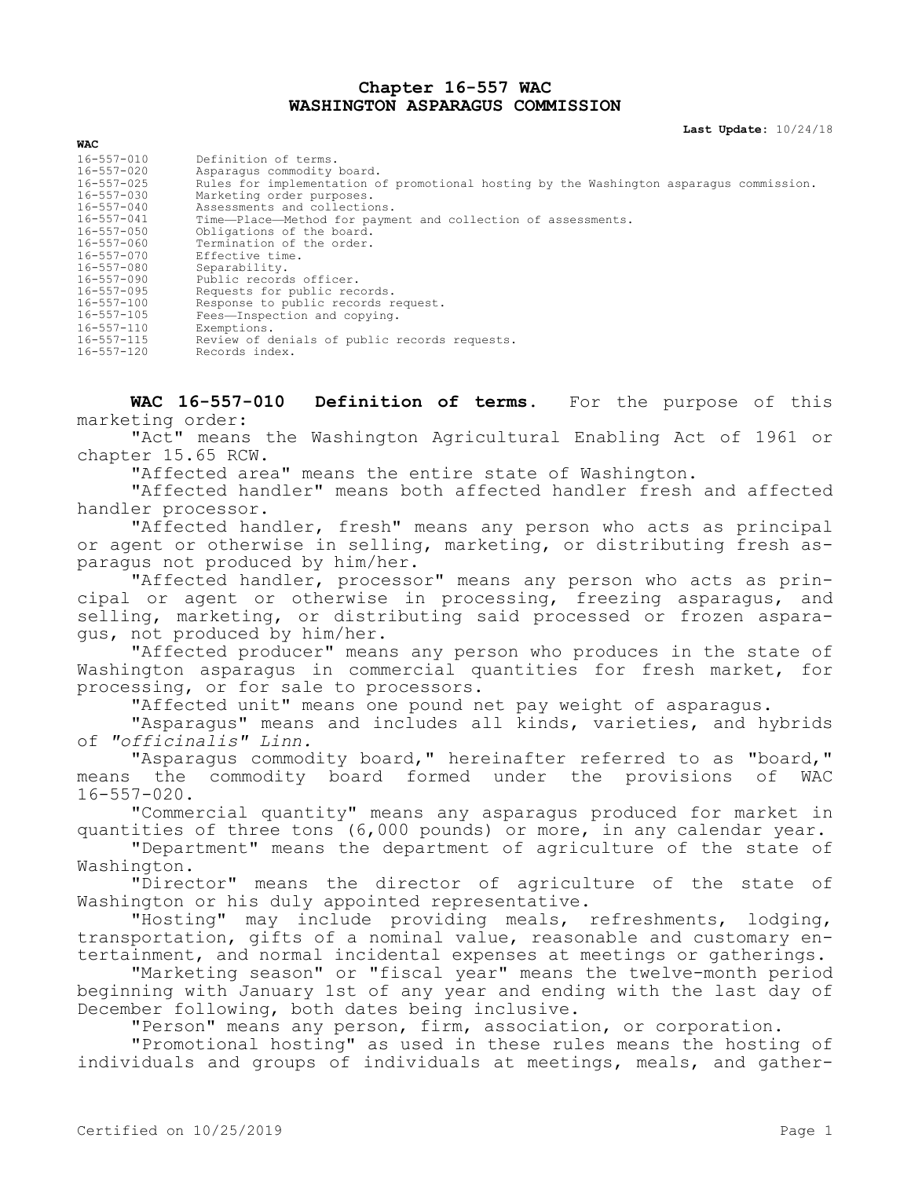# Chapter 16-557 WAC
# WASHINGTON ASPARAGUS COMMISSION

**Last Update:** 10/24/18

| WAC | |
|---|---|
| 16-557-010 | Definition of terms. |
| 16-557-020 | Asparagus commodity board. |
| 16-557-025 | Rules for implementation of promotional hosting by the Washington asparagus commission. |
| 16-557-030 | Marketing order purposes. |
| 16-557-040 | Assessments and collections. |
| 16-557-041 | Time—Place—Method for payment and collection of assessments. |
| 16-557-050 | Obligations of the board. |
| 16-557-060 | Termination of the order. |
| 16-557-070 | Effective time. |
| 16-557-080 | Separability. |
| 16-557-090 | Public records officer. |
| 16-557-095 | Requests for public records. |
| 16-557-100 | Response to public records request. |
| 16-557-105 | Fees—Inspection and copying. |
| 16-557-110 | Exemptions. |
| 16-557-115 | Review of denials of public records requests. |
| 16-557-120 | Records index. |

**WAC 16-557-010 Definition of terms.** For the purpose of this marketing order:

"Act" means the Washington Agricultural Enabling Act of 1961 or chapter 15.65 RCW.

"Affected area" means the entire state of Washington.

"Affected handler" means both affected handler fresh and affected handler processor.

"Affected handler, fresh" means any person who acts as principal or agent or otherwise in selling, marketing, or distributing fresh asparagus not produced by him/her.

"Affected handler, processor" means any person who acts as principal or agent or otherwise in processing, freezing asparagus, and selling, marketing, or distributing said processed or frozen asparagus, not produced by him/her.

"Affected producer" means any person who produces in the state of Washington asparagus in commercial quantities for fresh market, for processing, or for sale to processors.

"Affected unit" means one pound net pay weight of asparagus.

"Asparagus" means and includes all kinds, varieties, and hybrids of *"officinalis" Linn.*

"Asparagus commodity board," hereinafter referred to as "board," means the commodity board formed under the provisions of WAC 16-557-020.

"Commercial quantity" means any asparagus produced for market in quantities of three tons (6,000 pounds) or more, in any calendar year.

"Department" means the department of agriculture of the state of Washington.

"Director" means the director of agriculture of the state of Washington or his duly appointed representative.

"Hosting" may include providing meals, refreshments, lodging, transportation, gifts of a nominal value, reasonable and customary entertainment, and normal incidental expenses at meetings or gatherings.

"Marketing season" or "fiscal year" means the twelve-month period beginning with January 1st of any year and ending with the last day of December following, both dates being inclusive.

"Person" means any person, firm, association, or corporation.

"Promotional hosting" as used in these rules means the hosting of individuals and groups of individuals at meetings, meals, and gather-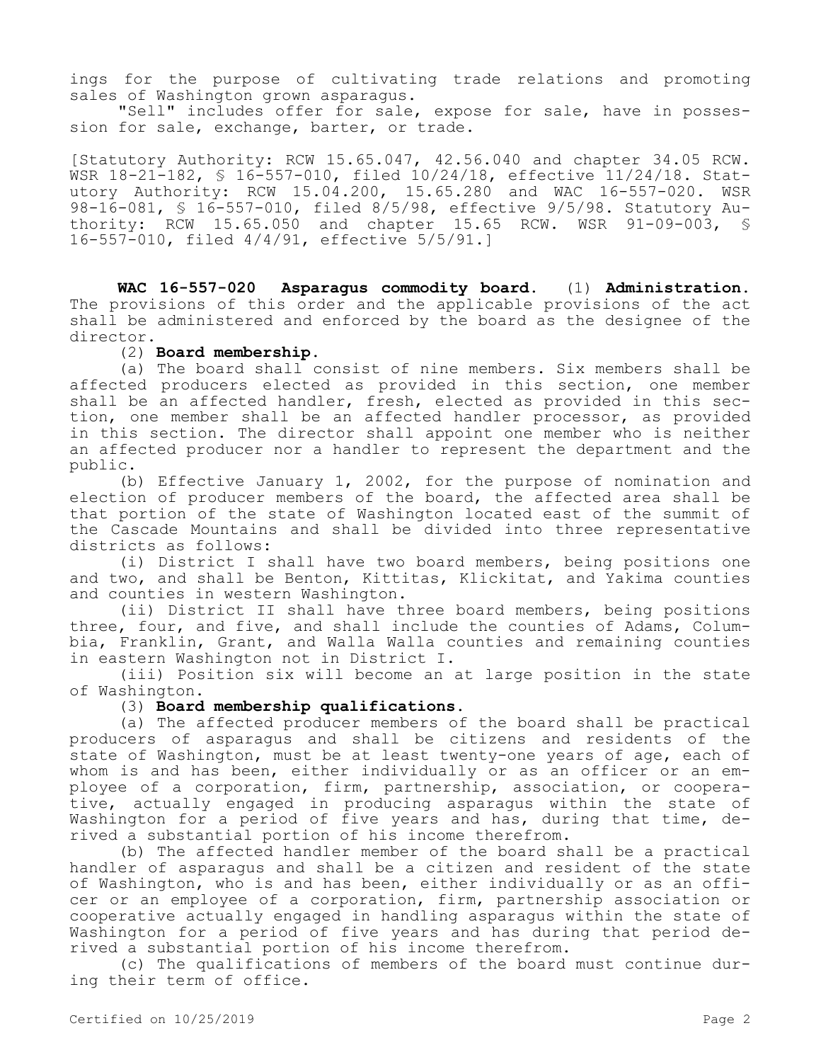ings for the purpose of cultivating trade relations and promoting sales of Washington grown asparagus.

"Sell" includes offer for sale, expose for sale, have in possession for sale, exchange, barter, or trade.

[Statutory Authority: RCW 15.65.047, 42.56.040 and chapter 34.05 RCW. WSR 18-21-182, § 16-557-010, filed 10/24/18, effective 11/24/18. Statutory Authority: RCW 15.04.200, 15.65.280 and WAC 16-557-020. WSR 98-16-081, § 16-557-010, filed 8/5/98, effective 9/5/98. Statutory Authority: RCW 15.65.050 and chapter 15.65 RCW. WSR 91-09-003, § 16-557-010, filed 4/4/91, effective 5/5/91.]

**WAC 16-557-020 Asparagus commodity board.** (1) **Administration.** The provisions of this order and the applicable provisions of the act shall be administered and enforced by the board as the designee of the director.

(2) **Board membership.**

(a) The board shall consist of nine members. Six members shall be affected producers elected as provided in this section, one member shall be an affected handler, fresh, elected as provided in this section, one member shall be an affected handler processor, as provided in this section. The director shall appoint one member who is neither an affected producer nor a handler to represent the department and the public.

(b) Effective January 1, 2002, for the purpose of nomination and election of producer members of the board, the affected area shall be that portion of the state of Washington located east of the summit of the Cascade Mountains and shall be divided into three representative districts as follows:

(i) District I shall have two board members, being positions one and two, and shall be Benton, Kittitas, Klickitat, and Yakima counties and counties in western Washington.

(ii) District II shall have three board members, being positions three, four, and five, and shall include the counties of Adams, Columbia, Franklin, Grant, and Walla Walla counties and remaining counties in eastern Washington not in District I.

(iii) Position six will become an at large position in the state of Washington.

(3) **Board membership qualifications.**

(a) The affected producer members of the board shall be practical producers of asparagus and shall be citizens and residents of the state of Washington, must be at least twenty-one years of age, each of whom is and has been, either individually or as an officer or an employee of a corporation, firm, partnership, association, or cooperative, actually engaged in producing asparagus within the state of Washington for a period of five years and has, during that time, derived a substantial portion of his income therefrom.

(b) The affected handler member of the board shall be a practical handler of asparagus and shall be a citizen and resident of the state of Washington, who is and has been, either individually or as an officer or an employee of a corporation, firm, partnership association or cooperative actually engaged in handling asparagus within the state of Washington for a period of five years and has during that period derived a substantial portion of his income therefrom.

(c) The qualifications of members of the board must continue during their term of office.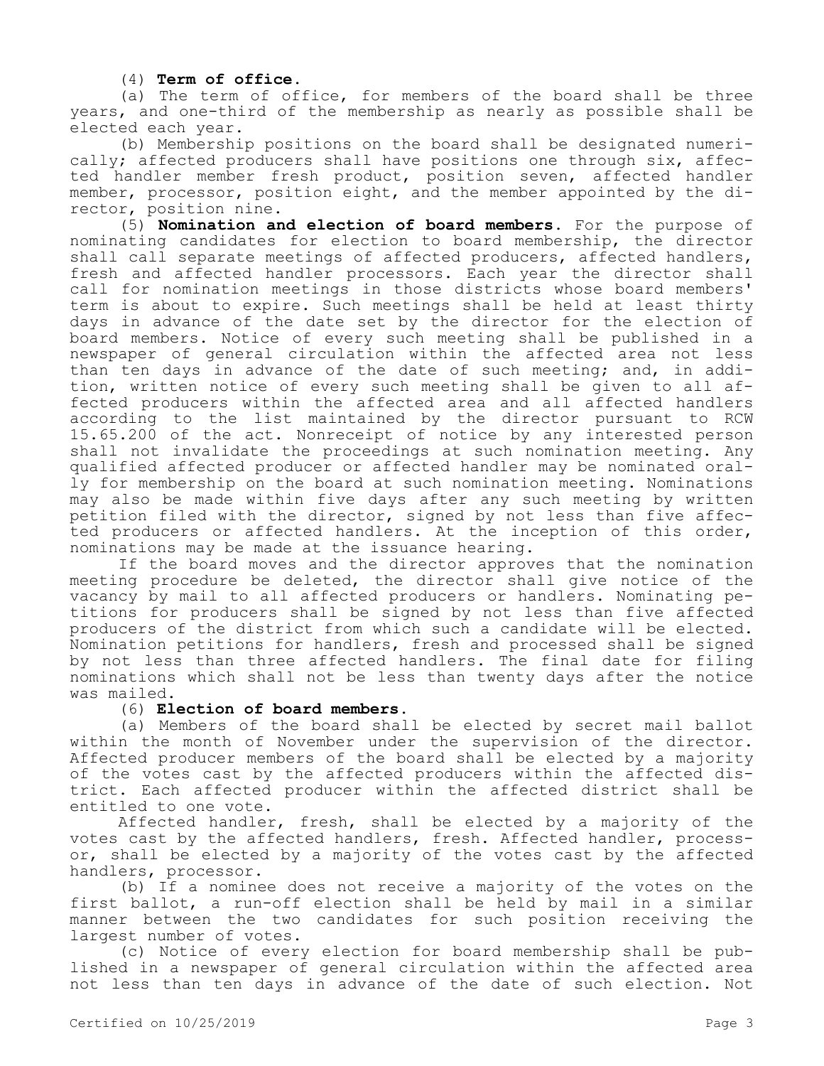(4) **Term of office.**

(a) The term of office, for members of the board shall be three years, and one-third of the membership as nearly as possible shall be elected each year.

(b) Membership positions on the board shall be designated numerically; affected producers shall have positions one through six, affected handler member fresh product, position seven, affected handler member, processor, position eight, and the member appointed by the director, position nine.

(5) **Nomination and election of board members.** For the purpose of nominating candidates for election to board membership, the director shall call separate meetings of affected producers, affected handlers, fresh and affected handler processors. Each year the director shall call for nomination meetings in those districts whose board members' term is about to expire. Such meetings shall be held at least thirty days in advance of the date set by the director for the election of board members. Notice of every such meeting shall be published in a newspaper of general circulation within the affected area not less than ten days in advance of the date of such meeting; and, in addition, written notice of every such meeting shall be given to all affected producers within the affected area and all affected handlers according to the list maintained by the director pursuant to RCW 15.65.200 of the act. Nonreceipt of notice by any interested person shall not invalidate the proceedings at such nomination meeting. Any qualified affected producer or affected handler may be nominated orally for membership on the board at such nomination meeting. Nominations may also be made within five days after any such meeting by written petition filed with the director, signed by not less than five affected producers or affected handlers. At the inception of this order, nominations may be made at the issuance hearing.

If the board moves and the director approves that the nomination meeting procedure be deleted, the director shall give notice of the vacancy by mail to all affected producers or handlers. Nominating petitions for producers shall be signed by not less than five affected producers of the district from which such a candidate will be elected. Nomination petitions for handlers, fresh and processed shall be signed by not less than three affected handlers. The final date for filing nominations which shall not be less than twenty days after the notice was mailed.

(6) **Election of board members.**

(a) Members of the board shall be elected by secret mail ballot within the month of November under the supervision of the director. Affected producer members of the board shall be elected by a majority of the votes cast by the affected producers within the affected district. Each affected producer within the affected district shall be entitled to one vote.

Affected handler, fresh, shall be elected by a majority of the votes cast by the affected handlers, fresh. Affected handler, processor, shall be elected by a majority of the votes cast by the affected handlers, processor.

(b) If a nominee does not receive a majority of the votes on the first ballot, a run-off election shall be held by mail in a similar manner between the two candidates for such position receiving the largest number of votes.

(c) Notice of every election for board membership shall be published in a newspaper of general circulation within the affected area not less than ten days in advance of the date of such election. Not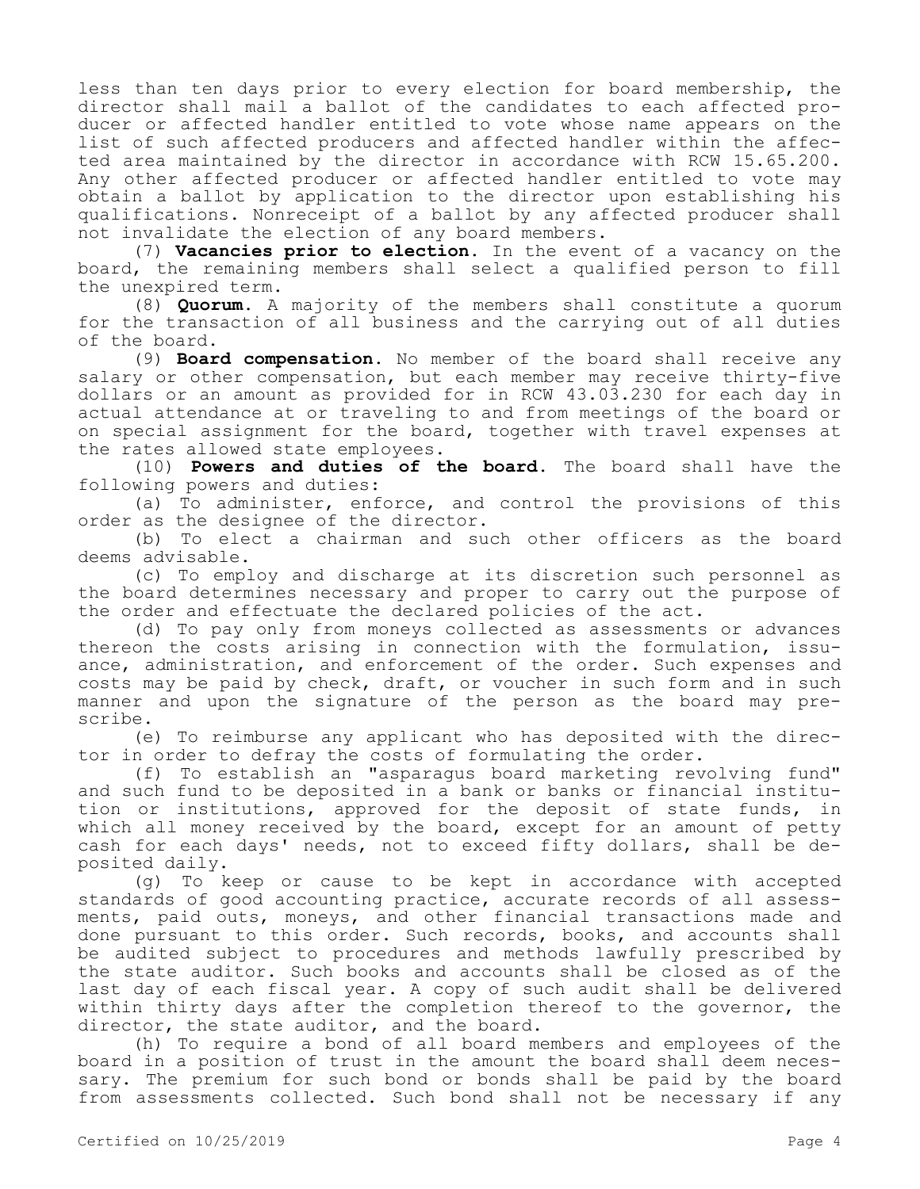less than ten days prior to every election for board membership, the director shall mail a ballot of the candidates to each affected producer or affected handler entitled to vote whose name appears on the list of such affected producers and affected handler within the affected area maintained by the director in accordance with RCW 15.65.200. Any other affected producer or affected handler entitled to vote may obtain a ballot by application to the director upon establishing his qualifications. Nonreceipt of a ballot by any affected producer shall not invalidate the election of any board members.

(7) **Vacancies prior to election.** In the event of a vacancy on the board, the remaining members shall select a qualified person to fill the unexpired term.

(8) **Quorum.** A majority of the members shall constitute a quorum for the transaction of all business and the carrying out of all duties of the board.

(9) **Board compensation.** No member of the board shall receive any salary or other compensation, but each member may receive thirty-five dollars or an amount as provided for in RCW 43.03.230 for each day in actual attendance at or traveling to and from meetings of the board or on special assignment for the board, together with travel expenses at the rates allowed state employees.

(10) **Powers and duties of the board.** The board shall have the following powers and duties:

(a) To administer, enforce, and control the provisions of this order as the designee of the director.

(b) To elect a chairman and such other officers as the board deems advisable.

(c) To employ and discharge at its discretion such personnel as the board determines necessary and proper to carry out the purpose of the order and effectuate the declared policies of the act.

(d) To pay only from moneys collected as assessments or advances thereon the costs arising in connection with the formulation, issuance, administration, and enforcement of the order. Such expenses and costs may be paid by check, draft, or voucher in such form and in such manner and upon the signature of the person as the board may prescribe.

(e) To reimburse any applicant who has deposited with the director in order to defray the costs of formulating the order.

(f) To establish an "asparagus board marketing revolving fund" and such fund to be deposited in a bank or banks or financial institution or institutions, approved for the deposit of state funds, in which all money received by the board, except for an amount of petty cash for each days' needs, not to exceed fifty dollars, shall be deposited daily.

(g) To keep or cause to be kept in accordance with accepted standards of good accounting practice, accurate records of all assessments, paid outs, moneys, and other financial transactions made and done pursuant to this order. Such records, books, and accounts shall be audited subject to procedures and methods lawfully prescribed by the state auditor. Such books and accounts shall be closed as of the last day of each fiscal year. A copy of such audit shall be delivered within thirty days after the completion thereof to the governor, the director, the state auditor, and the board.

(h) To require a bond of all board members and employees of the board in a position of trust in the amount the board shall deem necessary. The premium for such bond or bonds shall be paid by the board from assessments collected. Such bond shall not be necessary if any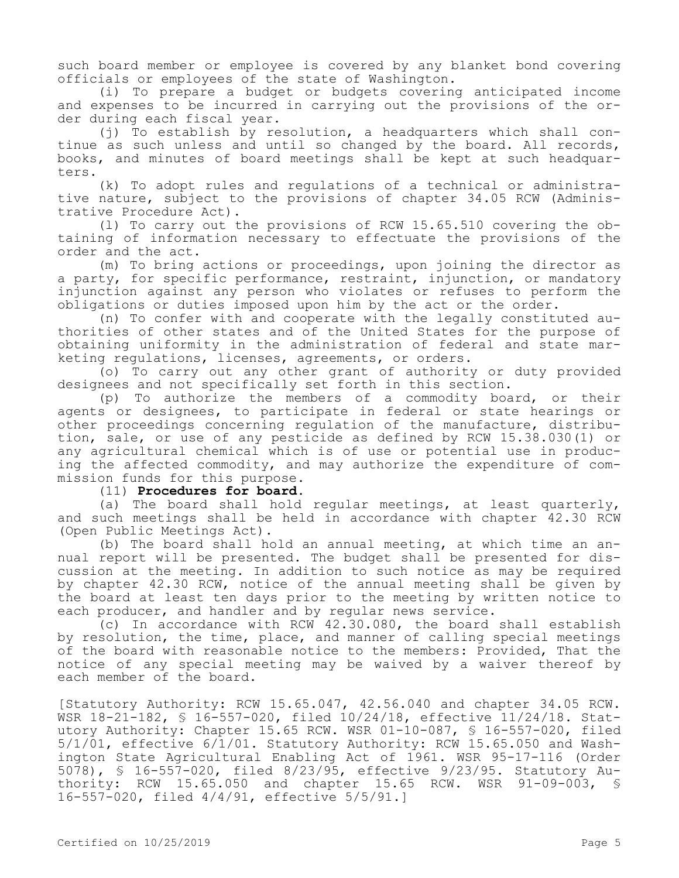such board member or employee is covered by any blanket bond covering officials or employees of the state of Washington.

(i) To prepare a budget or budgets covering anticipated income and expenses to be incurred in carrying out the provisions of the order during each fiscal year.

(j) To establish by resolution, a headquarters which shall continue as such unless and until so changed by the board. All records, books, and minutes of board meetings shall be kept at such headquarters.

(k) To adopt rules and regulations of a technical or administrative nature, subject to the provisions of chapter 34.05 RCW (Administrative Procedure Act).

(l) To carry out the provisions of RCW 15.65.510 covering the obtaining of information necessary to effectuate the provisions of the order and the act.

(m) To bring actions or proceedings, upon joining the director as a party, for specific performance, restraint, injunction, or mandatory injunction against any person who violates or refuses to perform the obligations or duties imposed upon him by the act or the order.

(n) To confer with and cooperate with the legally constituted authorities of other states and of the United States for the purpose of obtaining uniformity in the administration of federal and state marketing regulations, licenses, agreements, or orders.

(o) To carry out any other grant of authority or duty provided designees and not specifically set forth in this section.

(p) To authorize the members of a commodity board, or their agents or designees, to participate in federal or state hearings or other proceedings concerning regulation of the manufacture, distribution, sale, or use of any pesticide as defined by RCW 15.38.030(1) or any agricultural chemical which is of use or potential use in producing the affected commodity, and may authorize the expenditure of commission funds for this purpose.

(11) **Procedures for board.**

(a) The board shall hold regular meetings, at least quarterly, and such meetings shall be held in accordance with chapter 42.30 RCW (Open Public Meetings Act).

(b) The board shall hold an annual meeting, at which time an annual report will be presented. The budget shall be presented for discussion at the meeting. In addition to such notice as may be required by chapter 42.30 RCW, notice of the annual meeting shall be given by the board at least ten days prior to the meeting by written notice to each producer, and handler and by regular news service.

(c) In accordance with RCW 42.30.080, the board shall establish by resolution, the time, place, and manner of calling special meetings of the board with reasonable notice to the members: Provided, That the notice of any special meeting may be waived by a waiver thereof by each member of the board.

[Statutory Authority: RCW 15.65.047, 42.56.040 and chapter 34.05 RCW. WSR 18-21-182, § 16-557-020, filed 10/24/18, effective 11/24/18. Statutory Authority: Chapter 15.65 RCW. WSR 01-10-087, § 16-557-020, filed 5/1/01, effective 6/1/01. Statutory Authority: RCW 15.65.050 and Washington State Agricultural Enabling Act of 1961. WSR 95-17-116 (Order 5078), § 16-557-020, filed 8/23/95, effective 9/23/95. Statutory Authority: RCW 15.65.050 and chapter 15.65 RCW. WSR 91-09-003, § 16-557-020, filed 4/4/91, effective 5/5/91.]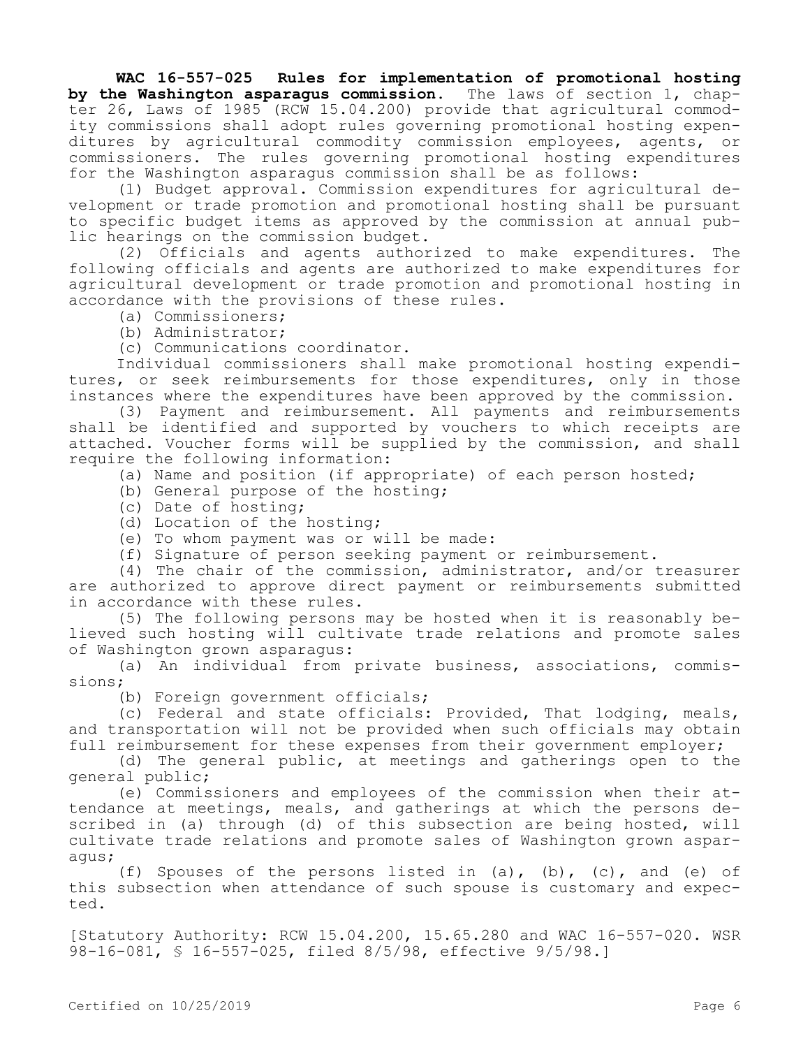**WAC 16-557-025 Rules for implementation of promotional hosting by the Washington asparagus commission.** The laws of section 1, chapter 26, Laws of 1985 (RCW 15.04.200) provide that agricultural commodity commissions shall adopt rules governing promotional hosting expenditures by agricultural commodity commission employees, agents, or commissioners. The rules governing promotional hosting expenditures for the Washington asparagus commission shall be as follows:

(1) Budget approval. Commission expenditures for agricultural development or trade promotion and promotional hosting shall be pursuant to specific budget items as approved by the commission at annual public hearings on the commission budget.

(2) Officials and agents authorized to make expenditures. The following officials and agents are authorized to make expenditures for agricultural development or trade promotion and promotional hosting in accordance with the provisions of these rules.

(a) Commissioners;

(b) Administrator;

(c) Communications coordinator.

Individual commissioners shall make promotional hosting expenditures, or seek reimbursements for those expenditures, only in those instances where the expenditures have been approved by the commission.

(3) Payment and reimbursement. All payments and reimbursements shall be identified and supported by vouchers to which receipts are attached. Voucher forms will be supplied by the commission, and shall require the following information:

(a) Name and position (if appropriate) of each person hosted;

(b) General purpose of the hosting;

(c) Date of hosting;

(d) Location of the hosting;

(e) To whom payment was or will be made:

(f) Signature of person seeking payment or reimbursement.

(4) The chair of the commission, administrator, and/or treasurer are authorized to approve direct payment or reimbursements submitted in accordance with these rules.

(5) The following persons may be hosted when it is reasonably believed such hosting will cultivate trade relations and promote sales of Washington grown asparagus:

(a) An individual from private business, associations, commissions;

(b) Foreign government officials;

(c) Federal and state officials: Provided, That lodging, meals, and transportation will not be provided when such officials may obtain full reimbursement for these expenses from their government employer;

(d) The general public, at meetings and gatherings open to the general public;

(e) Commissioners and employees of the commission when their attendance at meetings, meals, and gatherings at which the persons described in (a) through (d) of this subsection are being hosted, will cultivate trade relations and promote sales of Washington grown asparagus;

(f) Spouses of the persons listed in (a), (b), (c), and (e) of this subsection when attendance of such spouse is customary and expected.

[Statutory Authority: RCW 15.04.200, 15.65.280 and WAC 16-557-020. WSR 98-16-081, § 16-557-025, filed 8/5/98, effective 9/5/98.]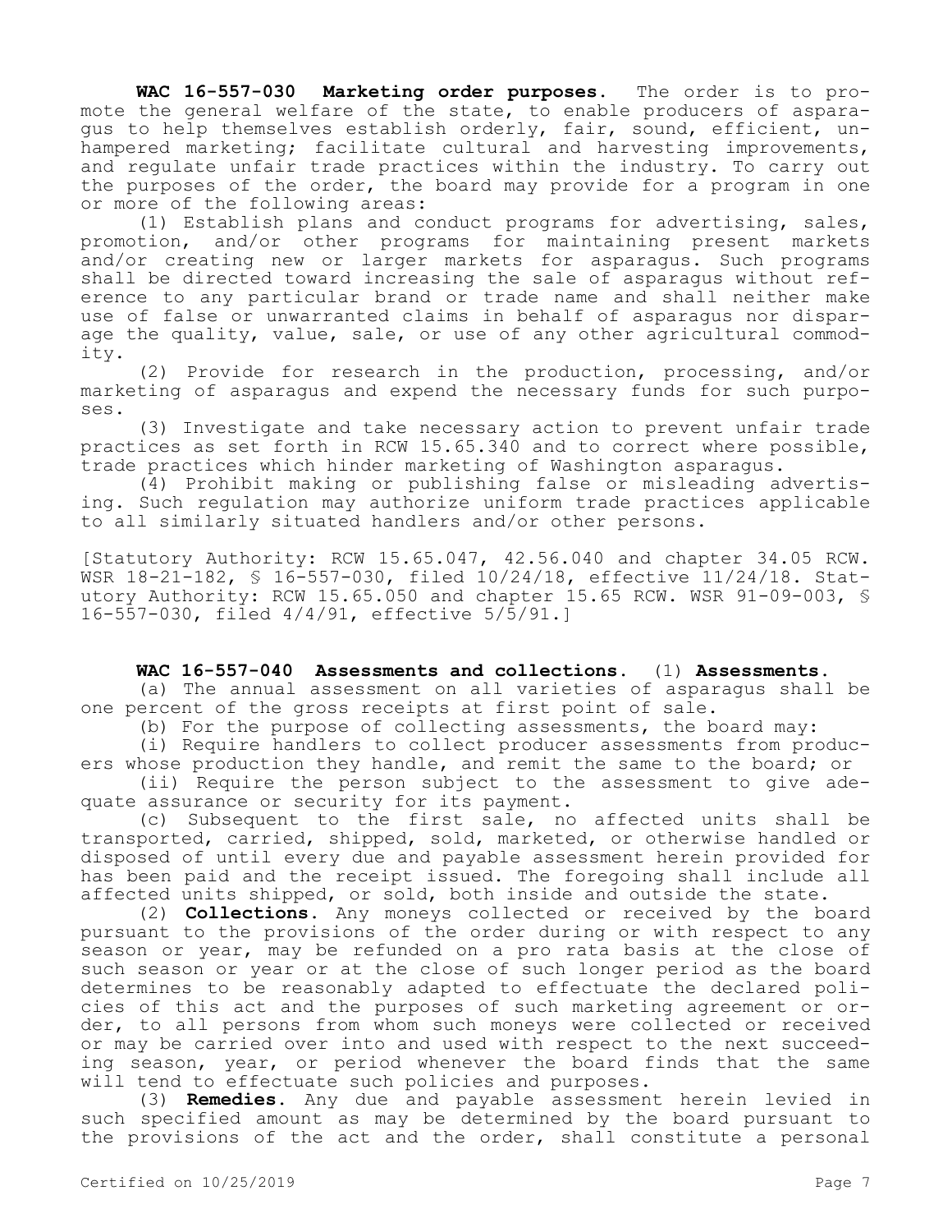**WAC 16-557-030 Marketing order purposes.** The order is to promote the general welfare of the state, to enable producers of asparagus to help themselves establish orderly, fair, sound, efficient, unhampered marketing; facilitate cultural and harvesting improvements, and regulate unfair trade practices within the industry. To carry out the purposes of the order, the board may provide for a program in one or more of the following areas:

(1) Establish plans and conduct programs for advertising, sales, promotion, and/or other programs for maintaining present markets and/or creating new or larger markets for asparagus. Such programs shall be directed toward increasing the sale of asparagus without reference to any particular brand or trade name and shall neither make use of false or unwarranted claims in behalf of asparagus nor disparage the quality, value, sale, or use of any other agricultural commodity.

(2) Provide for research in the production, processing, and/or marketing of asparagus and expend the necessary funds for such purposes.

(3) Investigate and take necessary action to prevent unfair trade practices as set forth in RCW 15.65.340 and to correct where possible, trade practices which hinder marketing of Washington asparagus.

(4) Prohibit making or publishing false or misleading advertising. Such regulation may authorize uniform trade practices applicable to all similarly situated handlers and/or other persons.

[Statutory Authority: RCW 15.65.047, 42.56.040 and chapter 34.05 RCW. WSR 18-21-182, § 16-557-030, filed 10/24/18, effective 11/24/18. Statutory Authority: RCW 15.65.050 and chapter 15.65 RCW. WSR 91-09-003, § 16-557-030, filed 4/4/91, effective 5/5/91.]

**WAC 16-557-040 Assessments and collections.** (1) **Assessments.**

(a) The annual assessment on all varieties of asparagus shall be one percent of the gross receipts at first point of sale.

(b) For the purpose of collecting assessments, the board may:

(i) Require handlers to collect producer assessments from producers whose production they handle, and remit the same to the board; or

(ii) Require the person subject to the assessment to give adequate assurance or security for its payment.

(c) Subsequent to the first sale, no affected units shall be transported, carried, shipped, sold, marketed, or otherwise handled or disposed of until every due and payable assessment herein provided for has been paid and the receipt issued. The foregoing shall include all affected units shipped, or sold, both inside and outside the state.

(2) **Collections.** Any moneys collected or received by the board pursuant to the provisions of the order during or with respect to any season or year, may be refunded on a pro rata basis at the close of such season or year or at the close of such longer period as the board determines to be reasonably adapted to effectuate the declared policies of this act and the purposes of such marketing agreement or order, to all persons from whom such moneys were collected or received or may be carried over into and used with respect to the next succeeding season, year, or period whenever the board finds that the same will tend to effectuate such policies and purposes.

(3) **Remedies.** Any due and payable assessment herein levied in such specified amount as may be determined by the board pursuant to the provisions of the act and the order, shall constitute a personal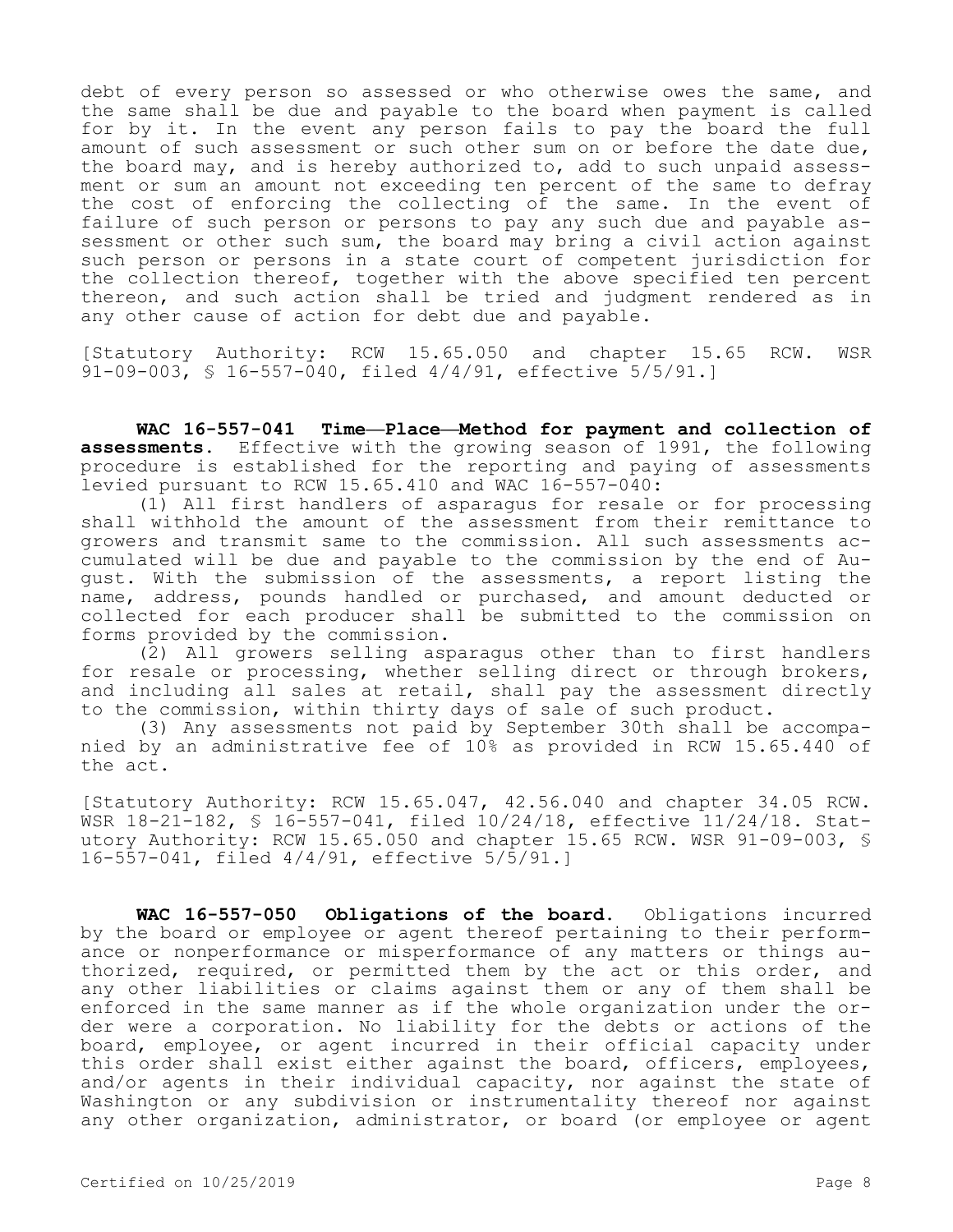debt of every person so assessed or who otherwise owes the same, and the same shall be due and payable to the board when payment is called for by it. In the event any person fails to pay the board the full amount of such assessment or such other sum on or before the date due, the board may, and is hereby authorized to, add to such unpaid assessment or sum an amount not exceeding ten percent of the same to defray the cost of enforcing the collecting of the same. In the event of failure of such person or persons to pay any such due and payable assessment or other such sum, the board may bring a civil action against such person or persons in a state court of competent jurisdiction for the collection thereof, together with the above specified ten percent thereon, and such action shall be tried and judgment rendered as in any other cause of action for debt due and payable.

[Statutory Authority: RCW 15.65.050 and chapter 15.65 RCW. WSR 91-09-003, § 16-557-040, filed 4/4/91, effective 5/5/91.]

**WAC 16-557-041 Time—Place—Method for payment and collection of assessments.** Effective with the growing season of 1991, the following procedure is established for the reporting and paying of assessments levied pursuant to RCW 15.65.410 and WAC 16-557-040:

(1) All first handlers of asparagus for resale or for processing shall withhold the amount of the assessment from their remittance to growers and transmit same to the commission. All such assessments accumulated will be due and payable to the commission by the end of August. With the submission of the assessments, a report listing the name, address, pounds handled or purchased, and amount deducted or collected for each producer shall be submitted to the commission on forms provided by the commission.

(2) All growers selling asparagus other than to first handlers for resale or processing, whether selling direct or through brokers, and including all sales at retail, shall pay the assessment directly to the commission, within thirty days of sale of such product.

(3) Any assessments not paid by September 30th shall be accompanied by an administrative fee of 10% as provided in RCW 15.65.440 of the act.

[Statutory Authority: RCW 15.65.047, 42.56.040 and chapter 34.05 RCW. WSR 18-21-182, § 16-557-041, filed 10/24/18, effective 11/24/18. Statutory Authority: RCW 15.65.050 and chapter 15.65 RCW. WSR 91-09-003, § 16-557-041, filed 4/4/91, effective 5/5/91.]

**WAC 16-557-050 Obligations of the board.** Obligations incurred by the board or employee or agent thereof pertaining to their performance or nonperformance or misperformance of any matters or things authorized, required, or permitted them by the act or this order, and any other liabilities or claims against them or any of them shall be enforced in the same manner as if the whole organization under the order were a corporation. No liability for the debts or actions of the board, employee, or agent incurred in their official capacity under this order shall exist either against the board, officers, employees, and/or agents in their individual capacity, nor against the state of Washington or any subdivision or instrumentality thereof nor against any other organization, administrator, or board (or employee or agent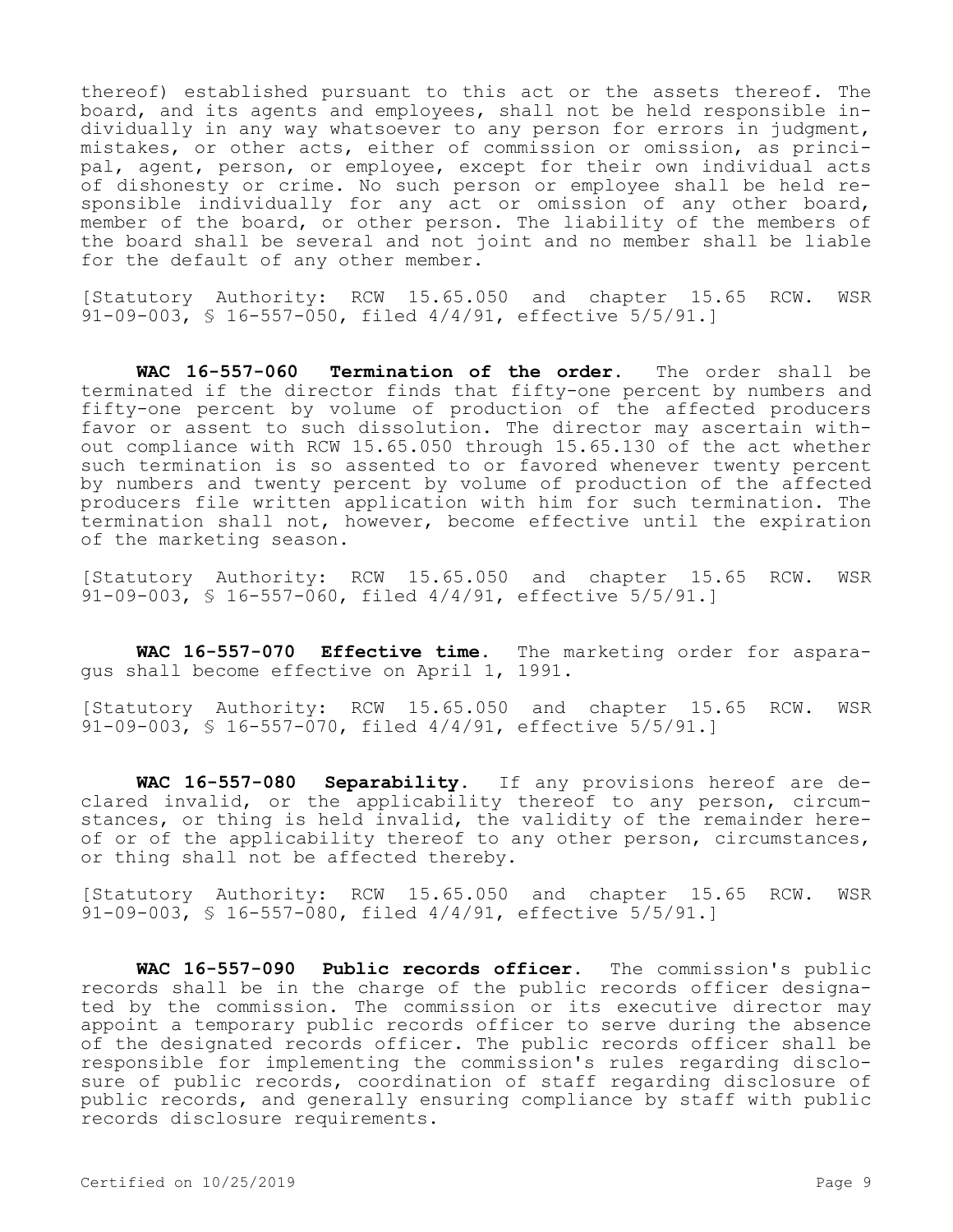thereof) established pursuant to this act or the assets thereof. The board, and its agents and employees, shall not be held responsible individually in any way whatsoever to any person for errors in judgment, mistakes, or other acts, either of commission or omission, as principal, agent, person, or employee, except for their own individual acts of dishonesty or crime. No such person or employee shall be held responsible individually for any act or omission of any other board, member of the board, or other person. The liability of the members of the board shall be several and not joint and no member shall be liable for the default of any other member.

[Statutory Authority: RCW 15.65.050 and chapter 15.65 RCW. WSR 91-09-003, § 16-557-050, filed 4/4/91, effective 5/5/91.]

**WAC 16-557-060 Termination of the order.** The order shall be terminated if the director finds that fifty-one percent by numbers and fifty-one percent by volume of production of the affected producers favor or assent to such dissolution. The director may ascertain without compliance with RCW 15.65.050 through 15.65.130 of the act whether such termination is so assented to or favored whenever twenty percent by numbers and twenty percent by volume of production of the affected producers file written application with him for such termination. The termination shall not, however, become effective until the expiration of the marketing season.

[Statutory Authority: RCW 15.65.050 and chapter 15.65 RCW. WSR 91-09-003, § 16-557-060, filed 4/4/91, effective 5/5/91.]

**WAC 16-557-070 Effective time.** The marketing order for asparagus shall become effective on April 1, 1991.

[Statutory Authority: RCW 15.65.050 and chapter 15.65 RCW. WSR 91-09-003, § 16-557-070, filed 4/4/91, effective 5/5/91.]

**WAC 16-557-080 Separability.** If any provisions hereof are declared invalid, or the applicability thereof to any person, circumstances, or thing is held invalid, the validity of the remainder hereof or of the applicability thereof to any other person, circumstances, or thing shall not be affected thereby.

[Statutory Authority: RCW 15.65.050 and chapter 15.65 RCW. WSR 91-09-003, § 16-557-080, filed 4/4/91, effective 5/5/91.]

**WAC 16-557-090 Public records officer.** The commission's public records shall be in the charge of the public records officer designated by the commission. The commission or its executive director may appoint a temporary public records officer to serve during the absence of the designated records officer. The public records officer shall be responsible for implementing the commission's rules regarding disclosure of public records, coordination of staff regarding disclosure of public records, and generally ensuring compliance by staff with public records disclosure requirements.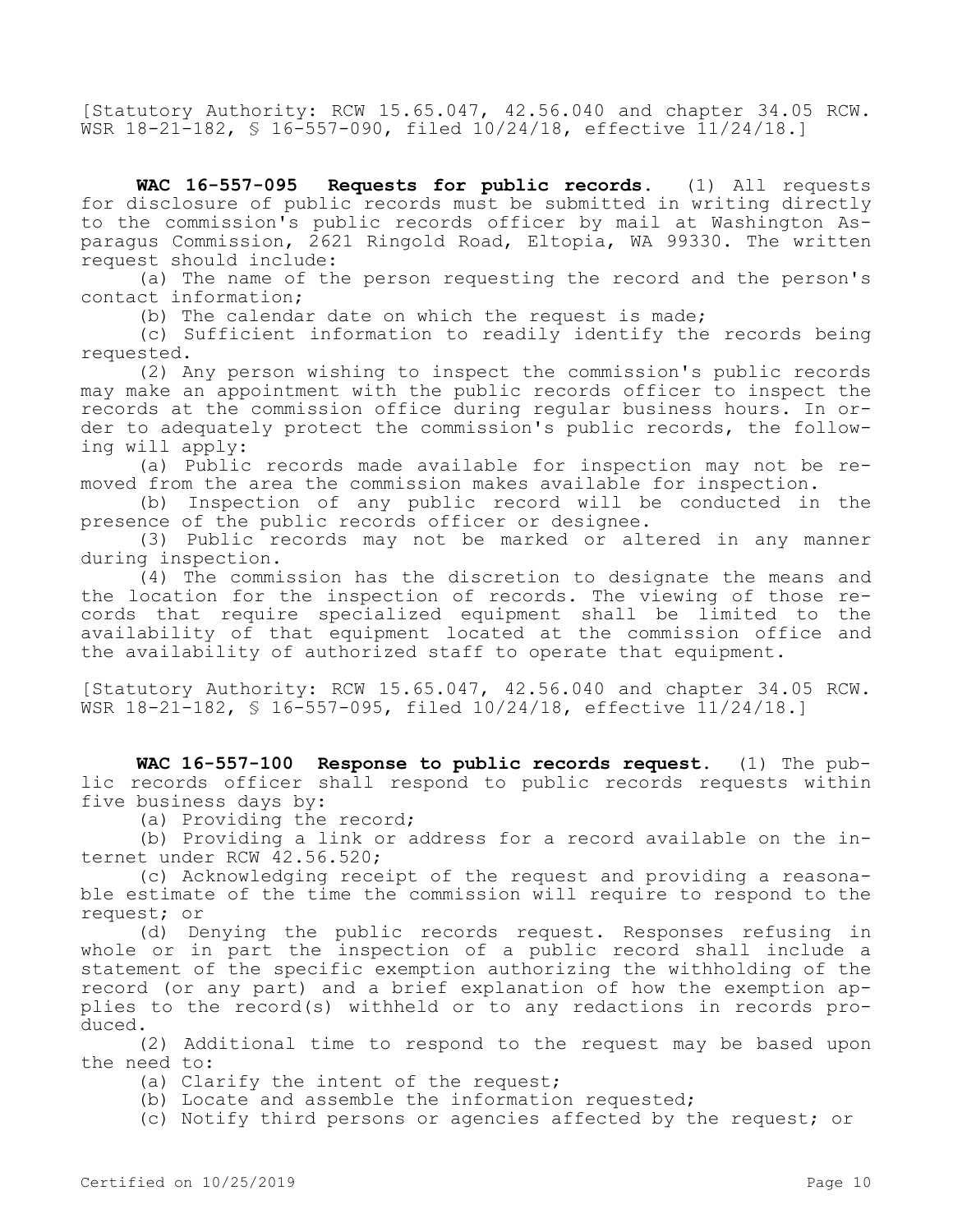[Statutory Authority: RCW 15.65.047, 42.56.040 and chapter 34.05 RCW. WSR 18-21-182, § 16-557-090, filed 10/24/18, effective 11/24/18.]

**WAC 16-557-095 Requests for public records.** (1) All requests for disclosure of public records must be submitted in writing directly to the commission's public records officer by mail at Washington Asparagus Commission, 2621 Ringold Road, Eltopia, WA 99330. The written request should include:

(a) The name of the person requesting the record and the person's contact information;

(b) The calendar date on which the request is made;

(c) Sufficient information to readily identify the records being requested.

(2) Any person wishing to inspect the commission's public records may make an appointment with the public records officer to inspect the records at the commission office during regular business hours. In order to adequately protect the commission's public records, the following will apply:

(a) Public records made available for inspection may not be removed from the area the commission makes available for inspection.

(b) Inspection of any public record will be conducted in the presence of the public records officer or designee.

(3) Public records may not be marked or altered in any manner during inspection.

(4) The commission has the discretion to designate the means and the location for the inspection of records. The viewing of those records that require specialized equipment shall be limited to the availability of that equipment located at the commission office and the availability of authorized staff to operate that equipment.

[Statutory Authority: RCW 15.65.047, 42.56.040 and chapter 34.05 RCW. WSR 18-21-182, § 16-557-095, filed 10/24/18, effective 11/24/18.]

**WAC 16-557-100 Response to public records request.** (1) The public records officer shall respond to public records requests within five business days by:

(a) Providing the record;

(b) Providing a link or address for a record available on the internet under RCW 42.56.520;

(c) Acknowledging receipt of the request and providing a reasonable estimate of the time the commission will require to respond to the request; or

(d) Denying the public records request. Responses refusing in whole or in part the inspection of a public record shall include a statement of the specific exemption authorizing the withholding of the record (or any part) and a brief explanation of how the exemption applies to the record(s) withheld or to any redactions in records produced.

(2) Additional time to respond to the request may be based upon the need to:

(a) Clarify the intent of the request;

(b) Locate and assemble the information requested;

(c) Notify third persons or agencies affected by the request; or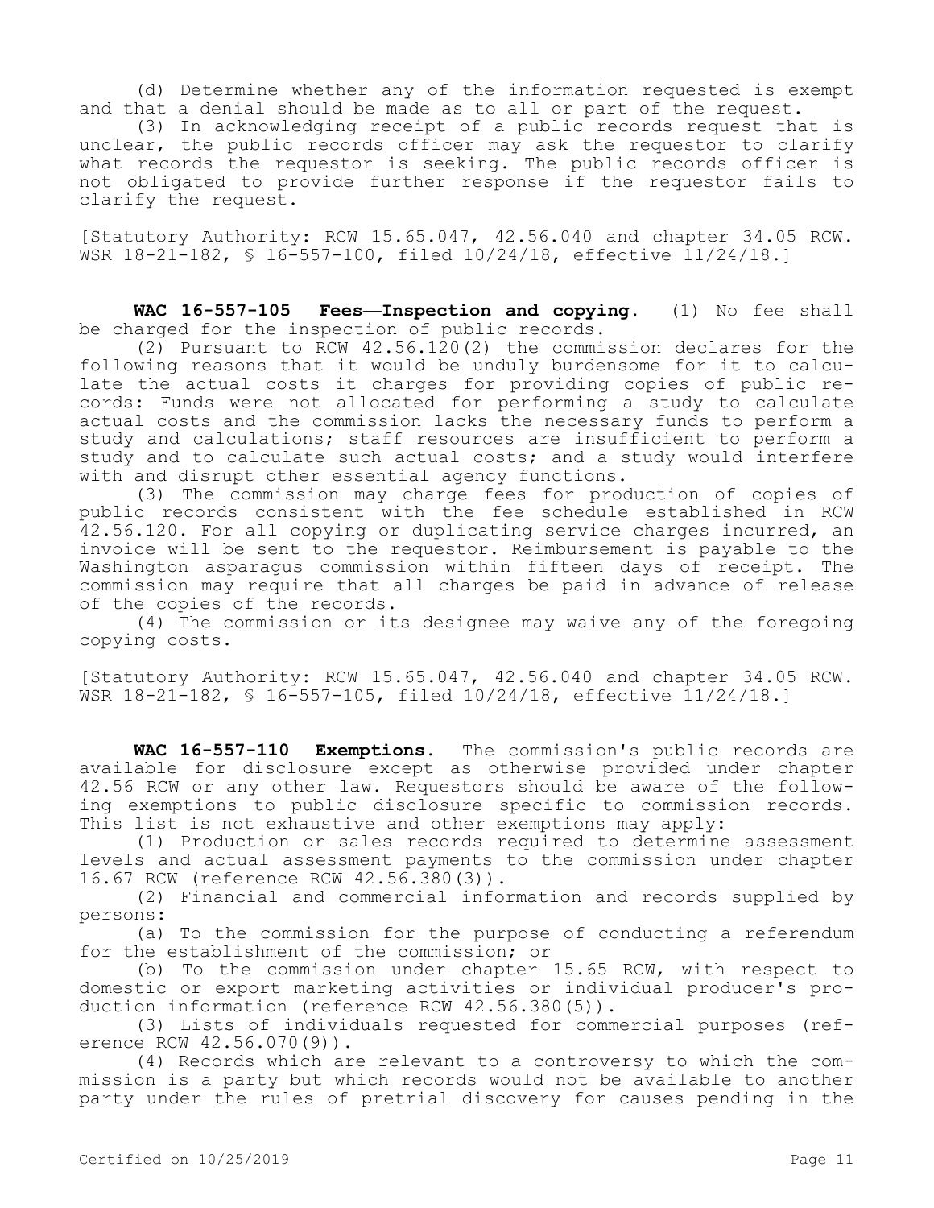(d) Determine whether any of the information requested is exempt and that a denial should be made as to all or part of the request.

(3) In acknowledging receipt of a public records request that is unclear, the public records officer may ask the requestor to clarify what records the requestor is seeking. The public records officer is not obligated to provide further response if the requestor fails to clarify the request.

[Statutory Authority: RCW 15.65.047, 42.56.040 and chapter 34.05 RCW. WSR 18-21-182, § 16-557-100, filed 10/24/18, effective 11/24/18.]

**WAC 16-557-105 Fees—Inspection and copying.** (1) No fee shall be charged for the inspection of public records.

(2) Pursuant to RCW 42.56.120(2) the commission declares for the following reasons that it would be unduly burdensome for it to calculate the actual costs it charges for providing copies of public records: Funds were not allocated for performing a study to calculate actual costs and the commission lacks the necessary funds to perform a study and calculations; staff resources are insufficient to perform a study and to calculate such actual costs; and a study would interfere with and disrupt other essential agency functions.

(3) The commission may charge fees for production of copies of public records consistent with the fee schedule established in RCW 42.56.120. For all copying or duplicating service charges incurred, an invoice will be sent to the requestor. Reimbursement is payable to the Washington asparagus commission within fifteen days of receipt. The commission may require that all charges be paid in advance of release of the copies of the records.

(4) The commission or its designee may waive any of the foregoing copying costs.

[Statutory Authority: RCW 15.65.047, 42.56.040 and chapter 34.05 RCW. WSR 18-21-182, § 16-557-105, filed 10/24/18, effective 11/24/18.]

**WAC 16-557-110 Exemptions.** The commission's public records are available for disclosure except as otherwise provided under chapter 42.56 RCW or any other law. Requestors should be aware of the following exemptions to public disclosure specific to commission records. This list is not exhaustive and other exemptions may apply:

(1) Production or sales records required to determine assessment levels and actual assessment payments to the commission under chapter 16.67 RCW (reference RCW 42.56.380(3)).

(2) Financial and commercial information and records supplied by persons:

(a) To the commission for the purpose of conducting a referendum for the establishment of the commission; or

(b) To the commission under chapter 15.65 RCW, with respect to domestic or export marketing activities or individual producer's production information (reference RCW 42.56.380(5)).

(3) Lists of individuals requested for commercial purposes (reference RCW 42.56.070(9)).

(4) Records which are relevant to a controversy to which the commission is a party but which records would not be available to another party under the rules of pretrial discovery for causes pending in the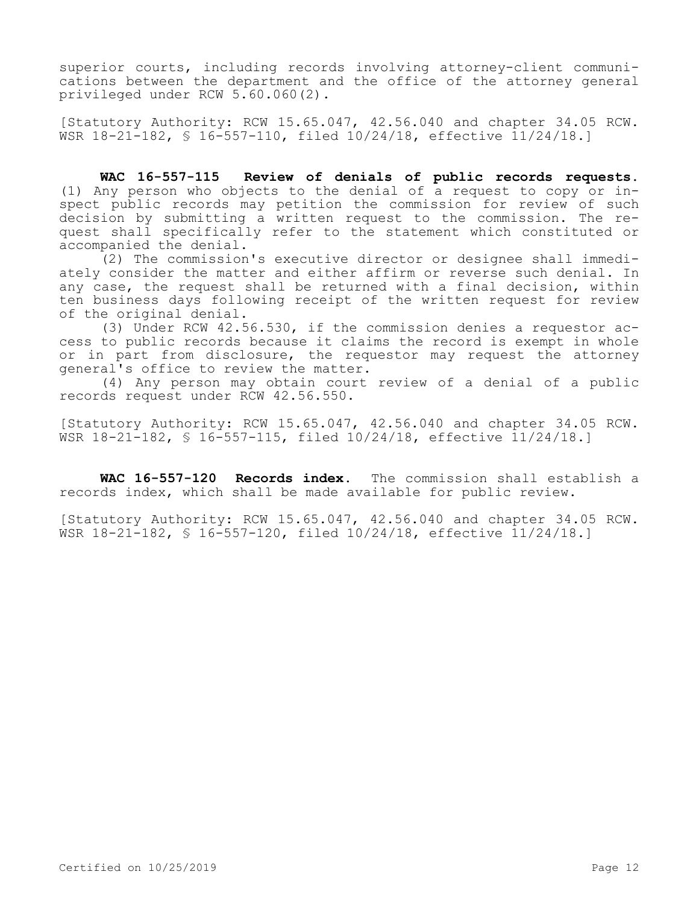superior courts, including records involving attorney-client communications between the department and the office of the attorney general privileged under RCW 5.60.060(2).

[Statutory Authority: RCW 15.65.047, 42.56.040 and chapter 34.05 RCW. WSR 18-21-182, § 16-557-110, filed 10/24/18, effective 11/24/18.]

**WAC 16-557-115 Review of denials of public records requests.** (1) Any person who objects to the denial of a request to copy or inspect public records may petition the commission for review of such decision by submitting a written request to the commission. The request shall specifically refer to the statement which constituted or accompanied the denial.

(2) The commission's executive director or designee shall immediately consider the matter and either affirm or reverse such denial. In any case, the request shall be returned with a final decision, within ten business days following receipt of the written request for review of the original denial.

(3) Under RCW 42.56.530, if the commission denies a requestor access to public records because it claims the record is exempt in whole or in part from disclosure, the requestor may request the attorney general's office to review the matter.

(4) Any person may obtain court review of a denial of a public records request under RCW 42.56.550.

[Statutory Authority: RCW 15.65.047, 42.56.040 and chapter 34.05 RCW. WSR 18-21-182, § 16-557-115, filed 10/24/18, effective 11/24/18.]

**WAC 16-557-120 Records index.** The commission shall establish a records index, which shall be made available for public review.

[Statutory Authority: RCW 15.65.047, 42.56.040 and chapter 34.05 RCW. WSR 18-21-182, § 16-557-120, filed 10/24/18, effective 11/24/18.]